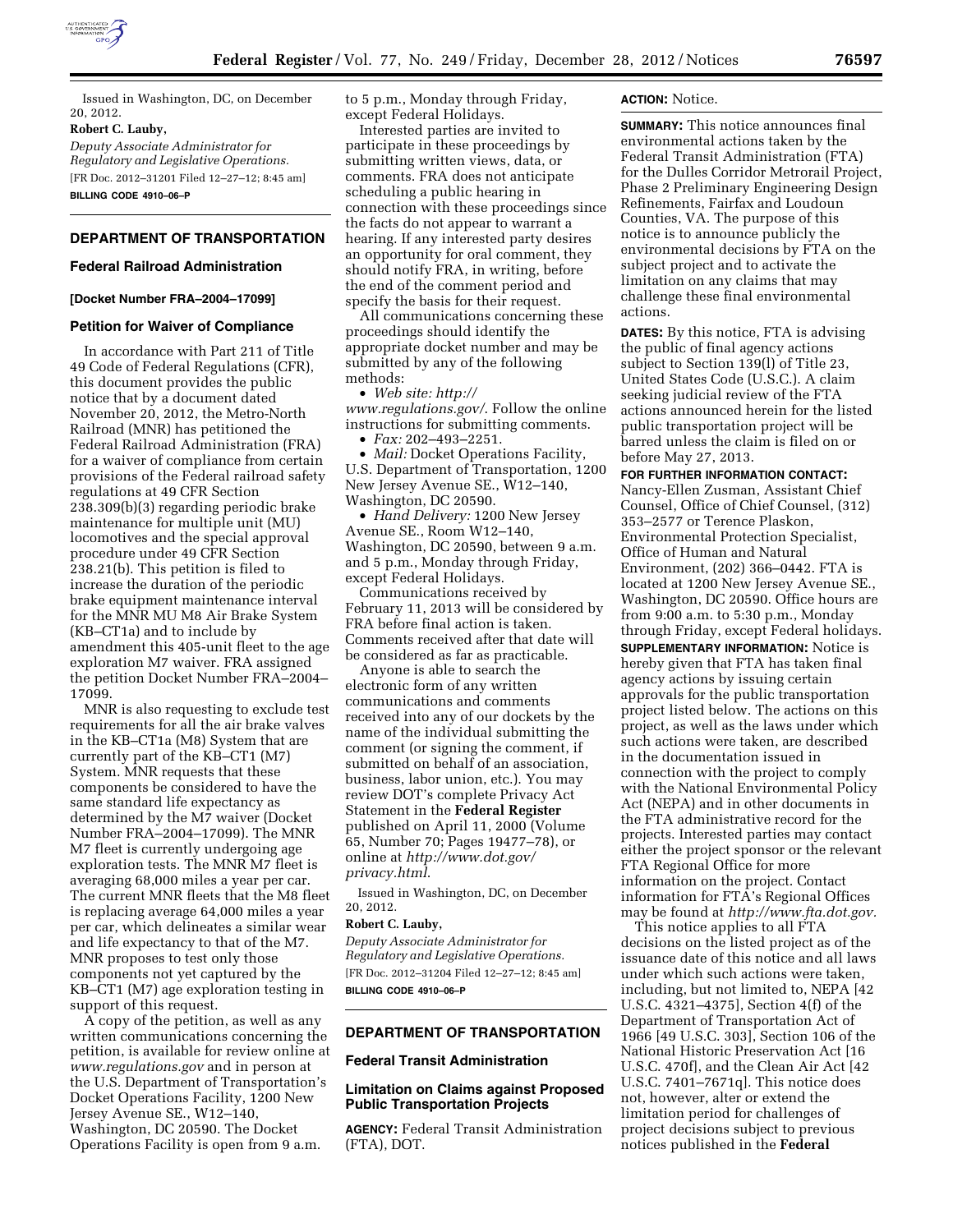Issued in Washington, DC, on December 20, 2012.

**Robert C. Lauby,**

*Deputy Associate Administrator for Regulatory and Legislative Operations.*

[FR Doc. 2012–31201 Filed 12–27–12; 8:45 am]

**BILLING CODE 4910–06–P**

## DEPARTMENT OF TRANSPORTATION

### Federal Railroad Administration

**[Docket Number FRA–2004–17099]**

### Petition for Waiver of Compliance

In accordance with Part 211 of Title 49 Code of Federal Regulations (CFR), this document provides the public notice that by a document dated November 20, 2012, the Metro-North Railroad (MNR) has petitioned the Federal Railroad Administration (FRA) for a waiver of compliance from certain provisions of the Federal railroad safety regulations at 49 CFR Section 238.309(b)(3) regarding periodic brake maintenance for multiple unit (MU) locomotives and the special approval procedure under 49 CFR Section 238.21(b). This petition is filed to increase the duration of the periodic brake equipment maintenance interval for the MNR MU M8 Air Brake System (KB–CT1a) and to include by amendment this 405-unit fleet to the age exploration M7 waiver. FRA assigned the petition Docket Number FRA–2004–17099.

MNR is also requesting to exclude test requirements for all the air brake valves in the KB–CT1a (M8) System that are currently part of the KB–CT1 (M7) System. MNR requests that these components be considered to have the same standard life expectancy as determined by the M7 waiver (Docket Number FRA–2004–17099). The MNR M7 fleet is currently undergoing age exploration tests. The MNR M7 fleet is averaging 68,000 miles a year per car. The current MNR fleets that the M8 fleet is replacing average 64,000 miles a year per car, which delineates a similar wear and life expectancy to that of the M7. MNR proposes to test only those components not yet captured by the KB–CT1 (M7) age exploration testing in support of this request.

A copy of the petition, as well as any written communications concerning the petition, is available for review online at *www.regulations.gov* and in person at the U.S. Department of Transportation's Docket Operations Facility, 1200 New Jersey Avenue SE., W12–140, Washington, DC 20590. The Docket Operations Facility is open from 9 a.m. to 5 p.m., Monday through Friday, except Federal Holidays.

Interested parties are invited to participate in these proceedings by submitting written views, data, or comments. FRA does not anticipate scheduling a public hearing in connection with these proceedings since the facts do not appear to warrant a hearing. If any interested party desires an opportunity for oral comment, they should notify FRA, in writing, before the end of the comment period and specify the basis for their request.

All communications concerning these proceedings should identify the appropriate docket number and may be submitted by any of the following methods:

- *Web site: http://www.regulations.gov/*. Follow the online instructions for submitting comments.
- *Fax:* 202–493–2251.
- *Mail:* Docket Operations Facility, U.S. Department of Transportation, 1200 New Jersey Avenue SE., W12–140, Washington, DC 20590.
- *Hand Delivery:* 1200 New Jersey Avenue SE., Room W12–140, Washington, DC 20590, between 9 a.m. and 5 p.m., Monday through Friday, except Federal Holidays.

Communications received by February 11, 2013 will be considered by FRA before final action is taken. Comments received after that date will be considered as far as practicable.

Anyone is able to search the electronic form of any written communications and comments received into any of our dockets by the name of the individual submitting the comment (or signing the comment, if submitted on behalf of an association, business, labor union, etc.). You may review DOT's complete Privacy Act Statement in the **Federal Register** published on April 11, 2000 (Volume 65, Number 70; Pages 19477–78), or online at *http://www.dot.gov/privacy.html*.

Issued in Washington, DC, on December 20, 2012.

**Robert C. Lauby,**

*Deputy Associate Administrator for Regulatory and Legislative Operations.*

[FR Doc. 2012–31204 Filed 12–27–12; 8:45 am]

**BILLING CODE 4910–06–P**

## DEPARTMENT OF TRANSPORTATION

### Federal Transit Administration

### Limitation on Claims against Proposed Public Transportation Projects

**AGENCY:** Federal Transit Administration (FTA), DOT.

**ACTION:** Notice.

**SUMMARY:** This notice announces final environmental actions taken by the Federal Transit Administration (FTA) for the Dulles Corridor Metrorail Project, Phase 2 Preliminary Engineering Design Refinements, Fairfax and Loudoun Counties, VA. The purpose of this notice is to announce publicly the environmental decisions by FTA on the subject project and to activate the limitation on any claims that may challenge these final environmental actions.

**DATES:** By this notice, FTA is advising the public of final agency actions subject to Section 139(l) of Title 23, United States Code (U.S.C.). A claim seeking judicial review of the FTA actions announced herein for the listed public transportation project will be barred unless the claim is filed on or before May 27, 2013.

**FOR FURTHER INFORMATION CONTACT:** Nancy-Ellen Zusman, Assistant Chief Counsel, Office of Chief Counsel, (312) 353–2577 or Terence Plaskon, Environmental Protection Specialist, Office of Human and Natural Environment, (202) 366–0442. FTA is located at 1200 New Jersey Avenue SE., Washington, DC 20590. Office hours are from 9:00 a.m. to 5:30 p.m., Monday through Friday, except Federal holidays.

**SUPPLEMENTARY INFORMATION:** Notice is hereby given that FTA has taken final agency actions by issuing certain approvals for the public transportation project listed below. The actions on this project, as well as the laws under which such actions were taken, are described in the documentation issued in connection with the project to comply with the National Environmental Policy Act (NEPA) and in other documents in the FTA administrative record for the projects. Interested parties may contact either the project sponsor or the relevant FTA Regional Office for more information on the project. Contact information for FTA's Regional Offices may be found at *http://www.fta.dot.gov*.

This notice applies to all FTA decisions on the listed project as of the issuance date of this notice and all laws under which such actions were taken, including, but not limited to, NEPA [42 U.S.C. 4321–4375], Section 4(f) of the Department of Transportation Act of 1966 [49 U.S.C. 303], Section 106 of the National Historic Preservation Act [16 U.S.C. 470f], and the Clean Air Act [42 U.S.C. 7401–7671q]. This notice does not, however, alter or extend the limitation period for challenges of project decisions subject to previous notices published in the **Federal**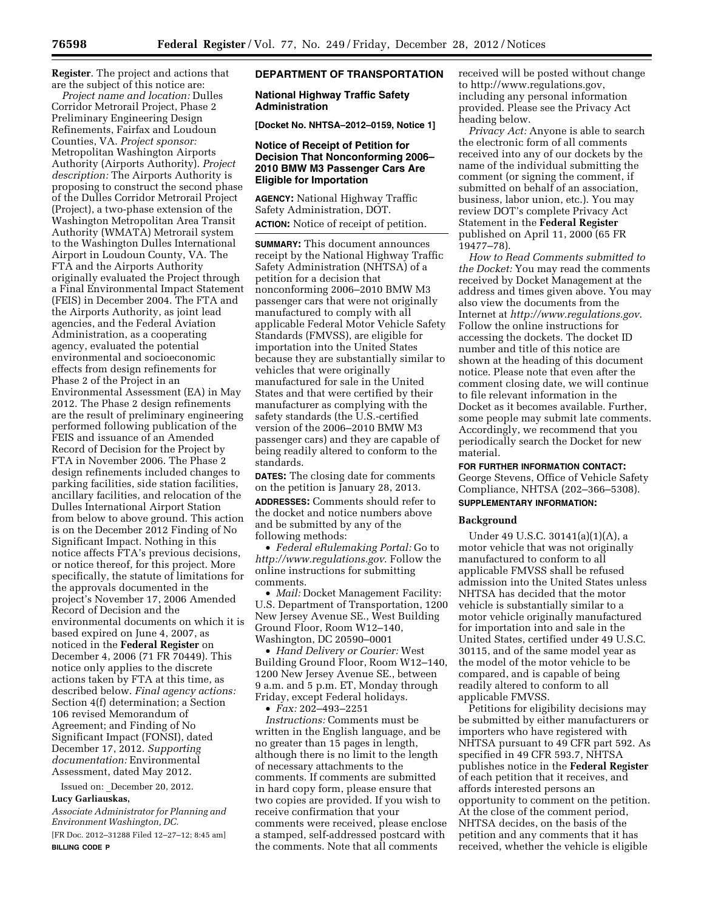**Register**. The project and actions that are the subject of this notice are:

*Project name and location:* Dulles Corridor Metrorail Project, Phase 2 Preliminary Engineering Design Refinements, Fairfax and Loudoun Counties, VA. *Project sponsor:* Metropolitan Washington Airports Authority (Airports Authority). *Project description:* The Airports Authority is proposing to construct the second phase of the Dulles Corridor Metrorail Project (Project), a two-phase extension of the Washington Metropolitan Area Transit Authority (WMATA) Metrorail system to the Washington Dulles International Airport in Loudoun County, VA. The FTA and the Airports Authority originally evaluated the Project through a Final Environmental Impact Statement (FEIS) in December 2004. The FTA and the Airports Authority, as joint lead agencies, and the Federal Aviation Administration, as a cooperating agency, evaluated the potential environmental and socioeconomic effects from design refinements for Phase 2 of the Project in an Environmental Assessment (EA) in May 2012. The Phase 2 design refinements are the result of preliminary engineering performed following publication of the FEIS and issuance of an Amended Record of Decision for the Project by FTA in November 2006. The Phase 2 design refinements included changes to parking facilities, side station facilities, ancillary facilities, and relocation of the Dulles International Airport Station from below to above ground. This action is on the December 2012 Finding of No Significant Impact. Nothing in this notice affects FTA's previous decisions, or notice thereof, for this project. More specifically, the statute of limitations for the approvals documented in the project's November 17, 2006 Amended Record of Decision and the environmental documents on which it is based expired on June 4, 2007, as noticed in the **Federal Register** on December 4, 2006 (71 FR 70449). This notice only applies to the discrete actions taken by FTA at this time, as described below. *Final agency actions:* Section 4(f) determination; a Section 106 revised Memorandum of Agreement; and Finding of No Significant Impact (FONSI), dated December 17, 2012. *Supporting documentation:* Environmental Assessment, dated May 2012.

Issued on: _December 20, 2012.

**Lucy Garliauskas,**

*Associate Administrator for Planning and Environment Washington, DC.*

[FR Doc. 2012–31288 Filed 12–27–12; 8:45 am]

**BILLING CODE P**

## DEPARTMENT OF TRANSPORTATION

### National Highway Traffic Safety Administration

**[Docket No. NHTSA–2012–0159, Notice 1]**

### Notice of Receipt of Petition for Decision That Nonconforming 2006–2010 BMW M3 Passenger Cars Are Eligible for Importation

**AGENCY:** National Highway Traffic Safety Administration, DOT.

**ACTION:** Notice of receipt of petition.

**SUMMARY:** This document announces receipt by the National Highway Traffic Safety Administration (NHTSA) of a petition for a decision that nonconforming 2006–2010 BMW M3 passenger cars that were not originally manufactured to comply with all applicable Federal Motor Vehicle Safety Standards (FMVSS), are eligible for importation into the United States because they are substantially similar to vehicles that were originally manufactured for sale in the United States and that were certified by their manufacturer as complying with the safety standards (the U.S.-certified version of the 2006–2010 BMW M3 passenger cars) and they are capable of being readily altered to conform to the standards.

**DATES:** The closing date for comments on the petition is January 28, 2013.

**ADDRESSES:** Comments should refer to the docket and notice numbers above and be submitted by any of the following methods:

- *Federal eRulemaking Portal:* Go to *http://www.regulations.gov*. Follow the online instructions for submitting comments.
- *Mail:* Docket Management Facility: U.S. Department of Transportation, 1200 New Jersey Avenue SE., West Building Ground Floor, Room W12–140, Washington, DC 20590–0001
- *Hand Delivery or Courier:* West Building Ground Floor, Room W12–140, 1200 New Jersey Avenue SE., between 9 a.m. and 5 p.m. ET, Monday through Friday, except Federal holidays.
- *Fax:* 202–493–2251

*Instructions:* Comments must be written in the English language, and be no greater than 15 pages in length, although there is no limit to the length of necessary attachments to the comments. If comments are submitted in hard copy form, please ensure that two copies are provided. If you wish to receive confirmation that your comments were received, please enclose a stamped, self-addressed postcard with the comments. Note that all comments received will be posted without change to http://www.regulations.gov, including any personal information provided. Please see the Privacy Act heading below.

*Privacy Act:* Anyone is able to search the electronic form of all comments received into any of our dockets by the name of the individual submitting the comment (or signing the comment, if submitted on behalf of an association, business, labor union, etc.). You may review DOT's complete Privacy Act Statement in the **Federal Register** published on April 11, 2000 (65 FR 19477–78).

*How to Read Comments submitted to the Docket:* You may read the comments received by Docket Management at the address and times given above. You may also view the documents from the Internet at *http://www.regulations.gov*. Follow the online instructions for accessing the dockets. The docket ID number and title of this notice are shown at the heading of this document notice. Please note that even after the comment closing date, we will continue to file relevant information in the Docket as it becomes available. Further, some people may submit late comments. Accordingly, we recommend that you periodically search the Docket for new material.

**FOR FURTHER INFORMATION CONTACT:** George Stevens, Office of Vehicle Safety Compliance, NHTSA (202–366–5308).

**SUPPLEMENTARY INFORMATION:**

#### Background

Under 49 U.S.C. 30141(a)(1)(A), a motor vehicle that was not originally manufactured to conform to all applicable FMVSS shall be refused admission into the United States unless NHTSA has decided that the motor vehicle is substantially similar to a motor vehicle originally manufactured for importation into and sale in the United States, certified under 49 U.S.C. 30115, and of the same model year as the model of the motor vehicle to be compared, and is capable of being readily altered to conform to all applicable FMVSS.

Petitions for eligibility decisions may be submitted by either manufacturers or importers who have registered with NHTSA pursuant to 49 CFR part 592. As specified in 49 CFR 593.7, NHTSA publishes notice in the **Federal Register** of each petition that it receives, and affords interested persons an opportunity to comment on the petition. At the close of the comment period, NHTSA decides, on the basis of the petition and any comments that it has received, whether the vehicle is eligible